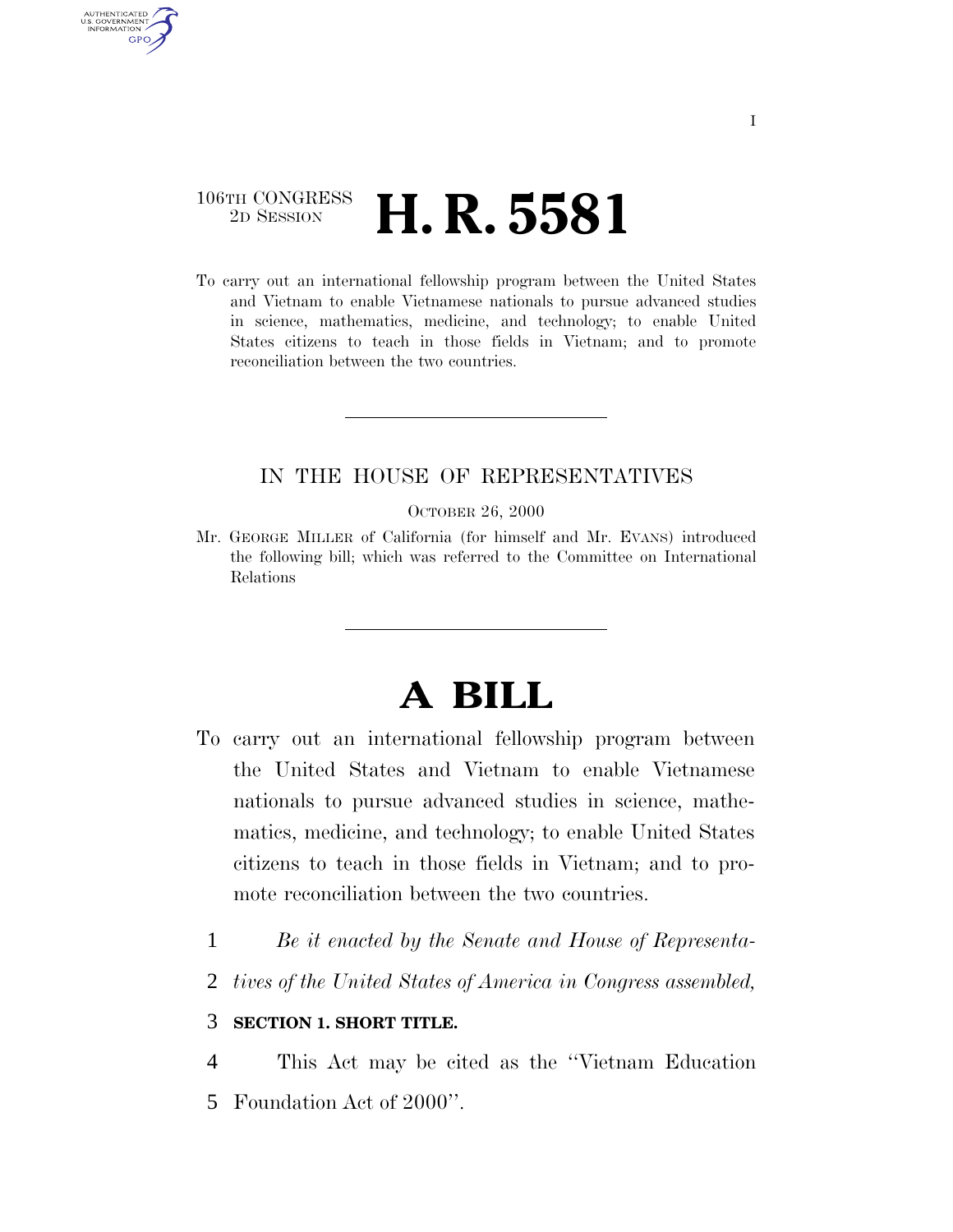106TH CONGRESS
2D SESSION

# H. R. 5581

To carry out an international fellowship program between the United States and Vietnam to enable Vietnamese nationals to pursue advanced studies in science, mathematics, medicine, and technology; to enable United States citizens to teach in those fields in Vietnam; and to promote reconciliation between the two countries.

---

IN THE HOUSE OF REPRESENTATIVES

OCTOBER 26, 2000

Mr. GEORGE MILLER of California (for himself and Mr. EVANS) introduced the following bill; which was referred to the Committee on International Relations

---

# A BILL

To carry out an international fellowship program between the United States and Vietnam to enable Vietnamese nationals to pursue advanced studies in science, mathematics, medicine, and technology; to enable United States citizens to teach in those fields in Vietnam; and to promote reconciliation between the two countries.

1 *Be it enacted by the Senate and House of Representa-*
2 *tives of the United States of America in Congress assembled,*

3 **SECTION 1. SHORT TITLE.**

4 This Act may be cited as the ''Vietnam Education
5 Foundation Act of 2000''.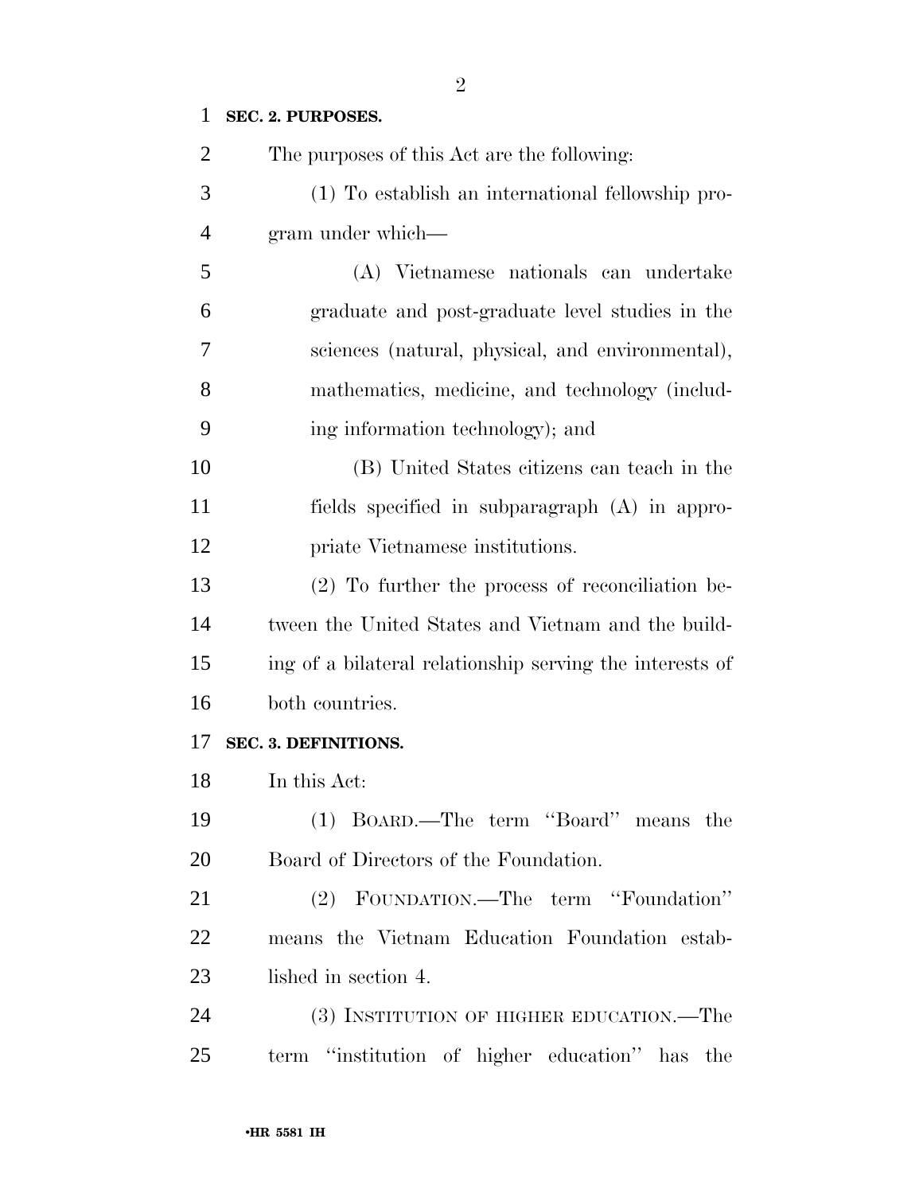**SEC. 2. PURPOSES.**

The purposes of this Act are the following:

(1) To establish an international fellowship program under which—

(A) Vietnamese nationals can undertake graduate and post-graduate level studies in the sciences (natural, physical, and environmental), mathematics, medicine, and technology (including information technology); and

(B) United States citizens can teach in the fields specified in subparagraph (A) in appropriate Vietnamese institutions.

(2) To further the process of reconciliation between the United States and Vietnam and the building of a bilateral relationship serving the interests of both countries.

**SEC. 3. DEFINITIONS.**

In this Act:

(1) BOARD.—The term ''Board'' means the Board of Directors of the Foundation.

(2) FOUNDATION.—The term ''Foundation'' means the Vietnam Education Foundation established in section 4.

(3) INSTITUTION OF HIGHER EDUCATION.—The term ''institution of higher education'' has the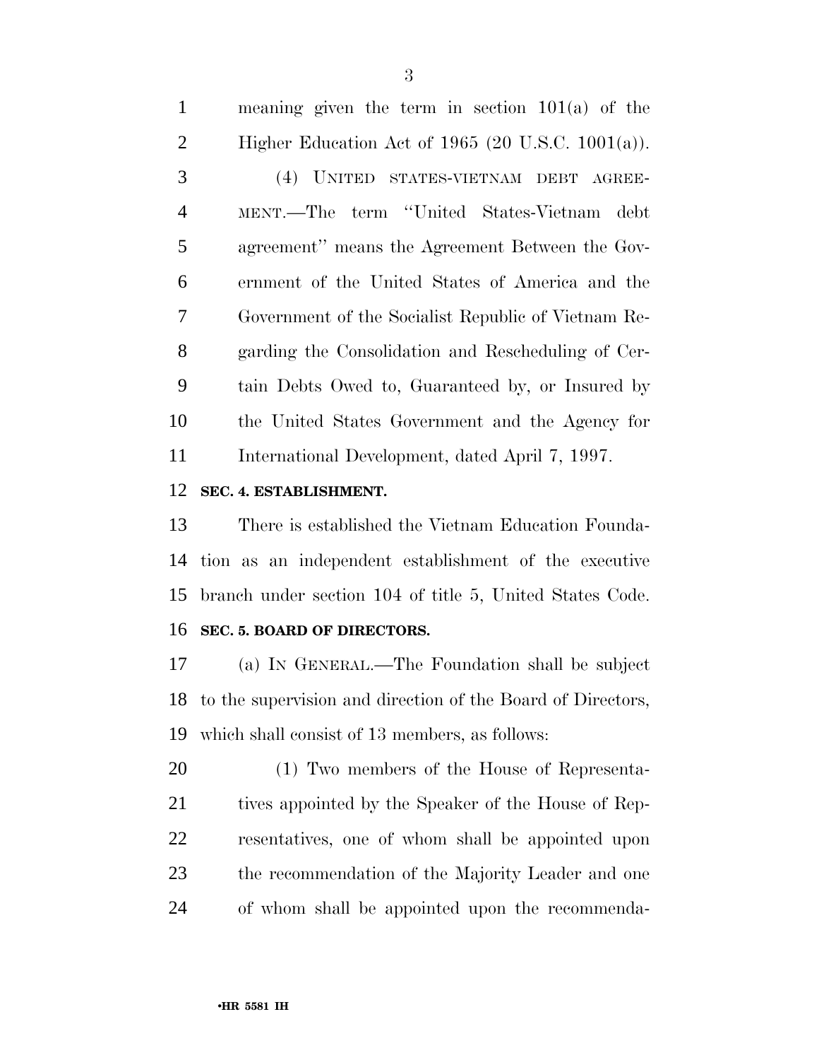meaning given the term in section 101(a) of the Higher Education Act of 1965 (20 U.S.C. 1001(a)).

(4) UNITED STATES-VIETNAM DEBT AGREEMENT.—The term ''United States-Vietnam debt agreement'' means the Agreement Between the Government of the United States of America and the Government of the Socialist Republic of Vietnam Regarding the Consolidation and Rescheduling of Certain Debts Owed to, Guaranteed by, or Insured by the United States Government and the Agency for International Development, dated April 7, 1997.

**SEC. 4. ESTABLISHMENT.**

There is established the Vietnam Education Foundation as an independent establishment of the executive branch under section 104 of title 5, United States Code.

**SEC. 5. BOARD OF DIRECTORS.**

(a) IN GENERAL.—The Foundation shall be subject to the supervision and direction of the Board of Directors, which shall consist of 13 members, as follows:

(1) Two members of the House of Representatives appointed by the Speaker of the House of Representatives, one of whom shall be appointed upon the recommendation of the Majority Leader and one of whom shall be appointed upon the recommenda-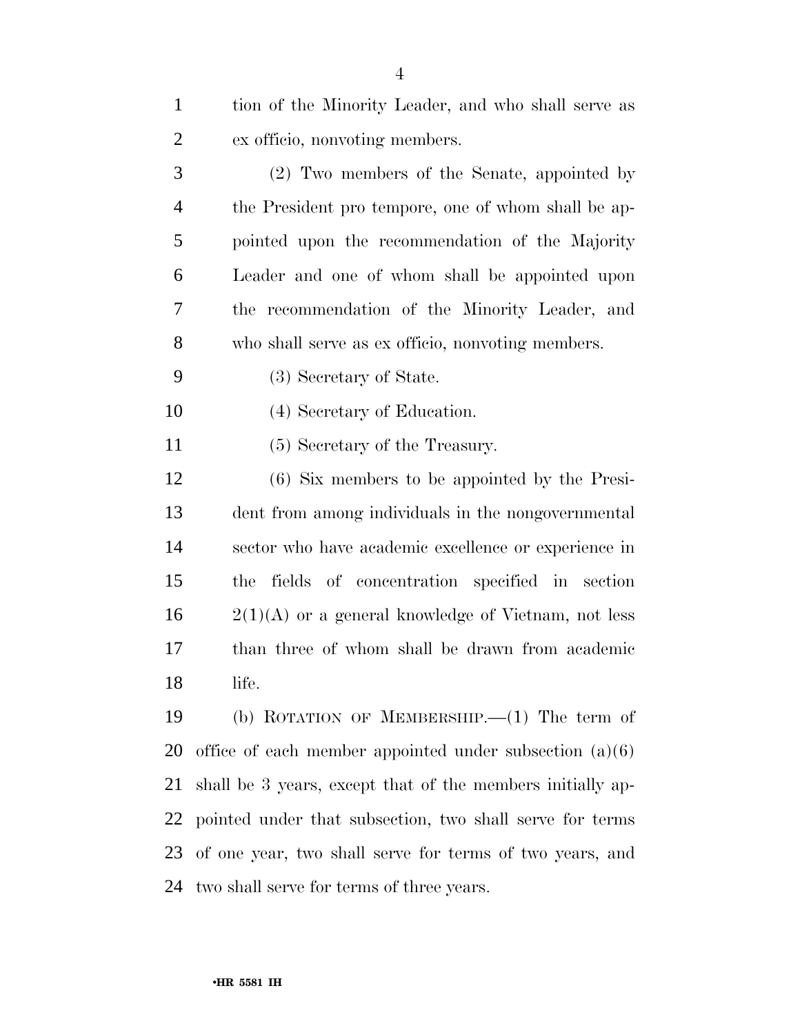tion of the Minority Leader, and who shall serve as ex officio, nonvoting members.

(2) Two members of the Senate, appointed by the President pro tempore, one of whom shall be appointed upon the recommendation of the Majority Leader and one of whom shall be appointed upon the recommendation of the Minority Leader, and who shall serve as ex officio, nonvoting members.

(3) Secretary of State.

(4) Secretary of Education.

(5) Secretary of the Treasury.

(6) Six members to be appointed by the President from among individuals in the nongovernmental sector who have academic excellence or experience in the fields of concentration specified in section 2(1)(A) or a general knowledge of Vietnam, not less than three of whom shall be drawn from academic life.

(b) ROTATION OF MEMBERSHIP.—(1) The term of office of each member appointed under subsection (a)(6) shall be 3 years, except that of the members initially appointed under that subsection, two shall serve for terms of one year, two shall serve for terms of two years, and two shall serve for terms of three years.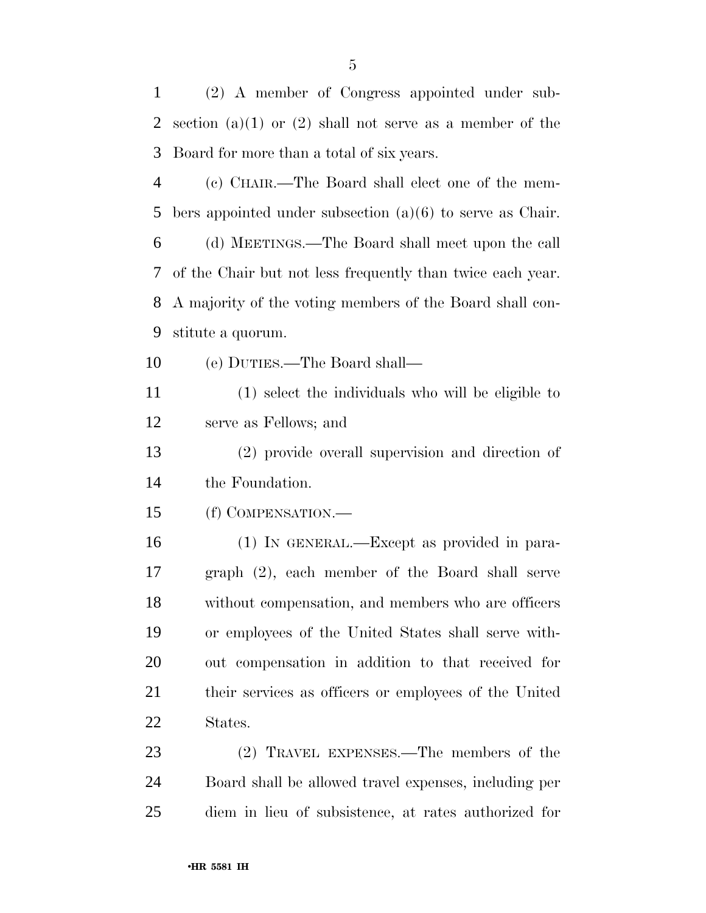(2) A member of Congress appointed under subsection (a)(1) or (2) shall not serve as a member of the Board for more than a total of six years.

(c) CHAIR.—The Board shall elect one of the members appointed under subsection (a)(6) to serve as Chair.

(d) MEETINGS.—The Board shall meet upon the call of the Chair but not less frequently than twice each year. A majority of the voting members of the Board shall constitute a quorum.

(e) DUTIES.—The Board shall—

(1) select the individuals who will be eligible to serve as Fellows; and

(2) provide overall supervision and direction of the Foundation.

(f) COMPENSATION.—

(1) IN GENERAL.—Except as provided in paragraph (2), each member of the Board shall serve without compensation, and members who are officers or employees of the United States shall serve without compensation in addition to that received for their services as officers or employees of the United States.

(2) TRAVEL EXPENSES.—The members of the Board shall be allowed travel expenses, including per diem in lieu of subsistence, at rates authorized for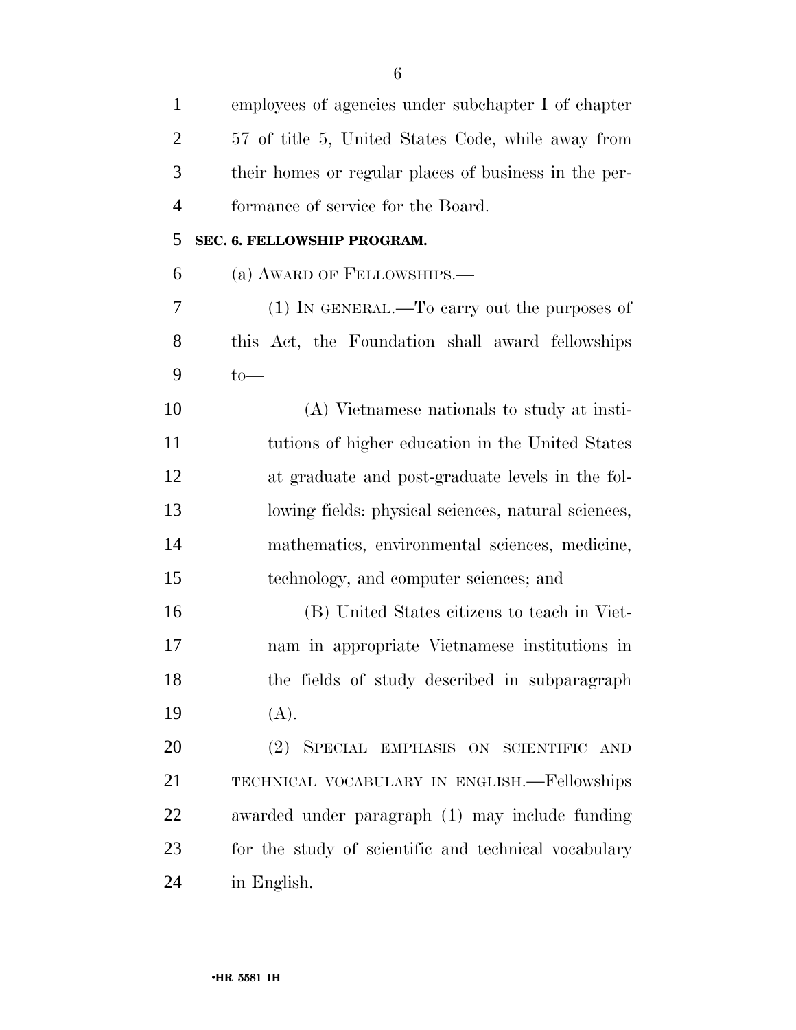employees of agencies under subchapter I of chapter 57 of title 5, United States Code, while away from their homes or regular places of business in the performance of service for the Board.

## SEC. 6. FELLOWSHIP PROGRAM.

(a) AWARD OF FELLOWSHIPS.—

(1) IN GENERAL.—To carry out the purposes of this Act, the Foundation shall award fellowships to—

(A) Vietnamese nationals to study at institutions of higher education in the United States at graduate and post-graduate levels in the following fields: physical sciences, natural sciences, mathematics, environmental sciences, medicine, technology, and computer sciences; and

(B) United States citizens to teach in Vietnam in appropriate Vietnamese institutions in the fields of study described in subparagraph (A).

(2) SPECIAL EMPHASIS ON SCIENTIFIC AND TECHNICAL VOCABULARY IN ENGLISH.—Fellowships awarded under paragraph (1) may include funding for the study of scientific and technical vocabulary in English.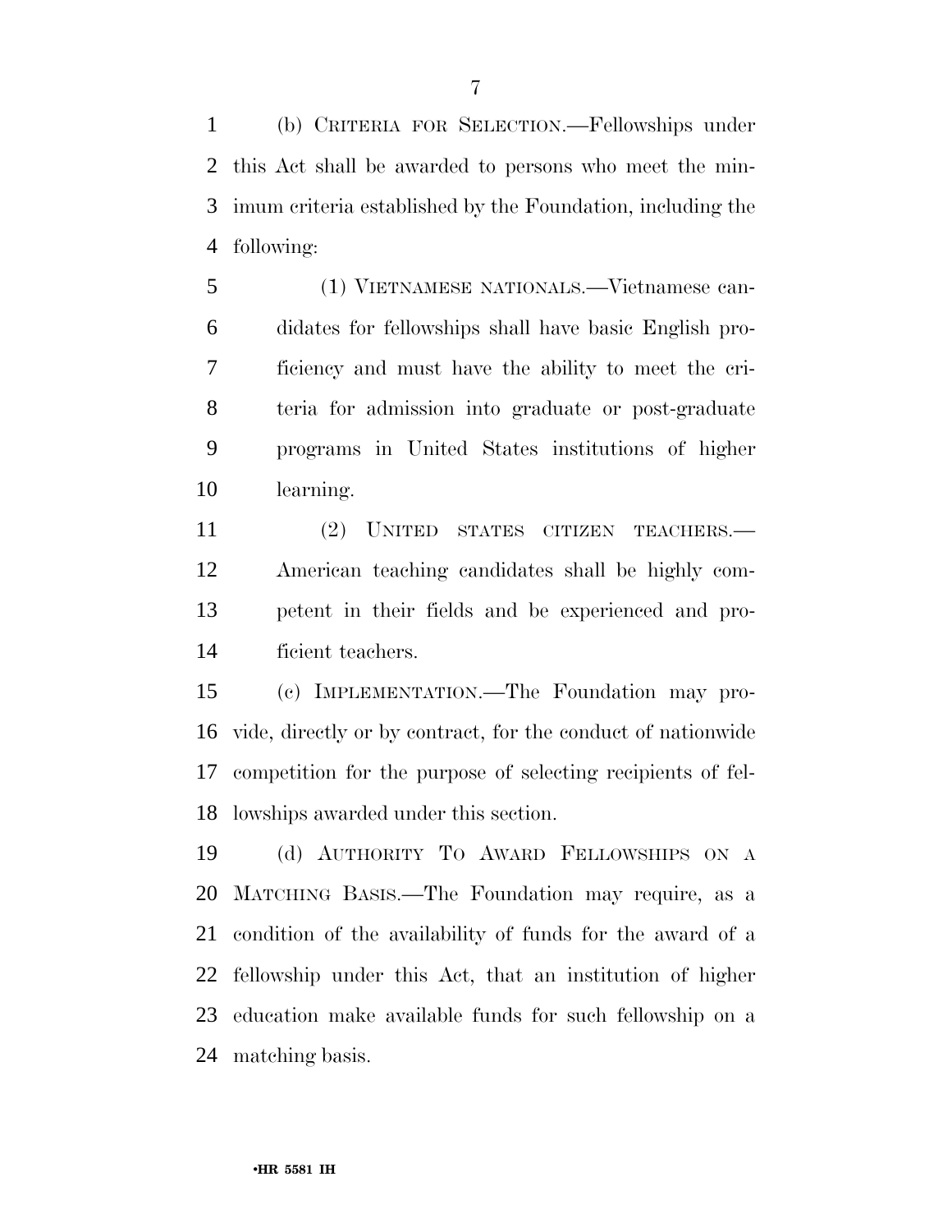(b) CRITERIA FOR SELECTION.—Fellowships under this Act shall be awarded to persons who meet the minimum criteria established by the Foundation, including the following:

(1) VIETNAMESE NATIONALS.—Vietnamese candidates for fellowships shall have basic English proficiency and must have the ability to meet the criteria for admission into graduate or post-graduate programs in United States institutions of higher learning.

(2) UNITED STATES CITIZEN TEACHERS.—American teaching candidates shall be highly competent in their fields and be experienced and proficient teachers.

(c) IMPLEMENTATION.—The Foundation may provide, directly or by contract, for the conduct of nationwide competition for the purpose of selecting recipients of fellowships awarded under this section.

(d) AUTHORITY TO AWARD FELLOWSHIPS ON A MATCHING BASIS.—The Foundation may require, as a condition of the availability of funds for the award of a fellowship under this Act, that an institution of higher education make available funds for such fellowship on a matching basis.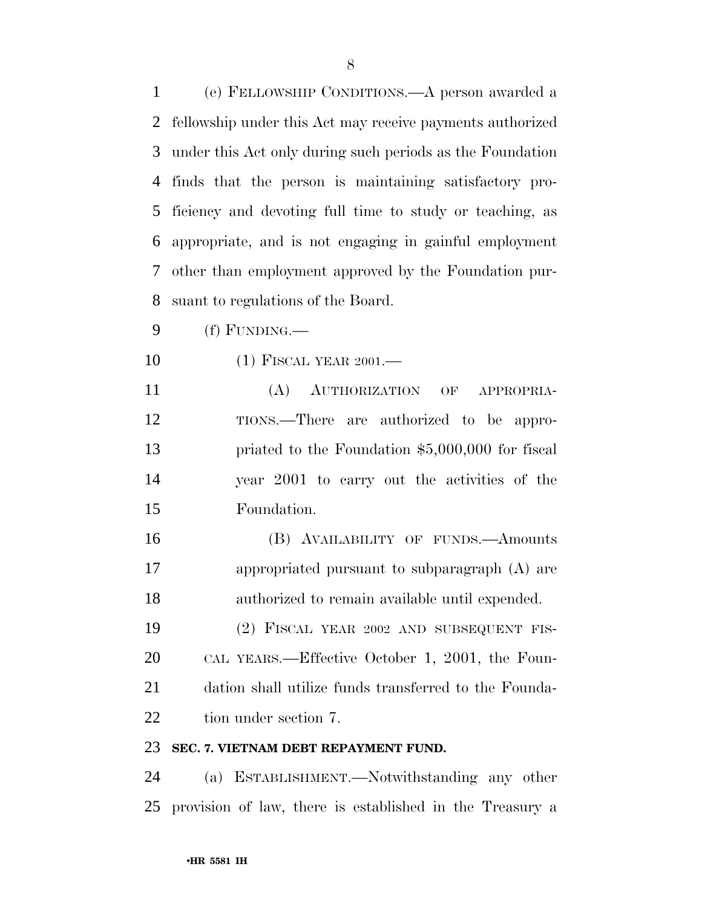(e) FELLOWSHIP CONDITIONS.—A person awarded a fellowship under this Act may receive payments authorized under this Act only during such periods as the Foundation finds that the person is maintaining satisfactory proficiency and devoting full time to study or teaching, as appropriate, and is not engaging in gainful employment other than employment approved by the Foundation pursuant to regulations of the Board.

(f) FUNDING.—

(1) FISCAL YEAR 2001.—

(A) AUTHORIZATION OF APPROPRIATIONS.—There are authorized to be appropriated to the Foundation $5,000,000 for fiscal year 2001 to carry out the activities of the Foundation.

(B) AVAILABILITY OF FUNDS.—Amounts appropriated pursuant to subparagraph (A) are authorized to remain available until expended.

(2) FISCAL YEAR 2002 AND SUBSEQUENT FISCAL YEARS.—Effective October 1, 2001, the Foundation shall utilize funds transferred to the Foundation under section 7.

**SEC. 7. VIETNAM DEBT REPAYMENT FUND.**

(a) ESTABLISHMENT.—Notwithstanding any other provision of law, there is established in the Treasury a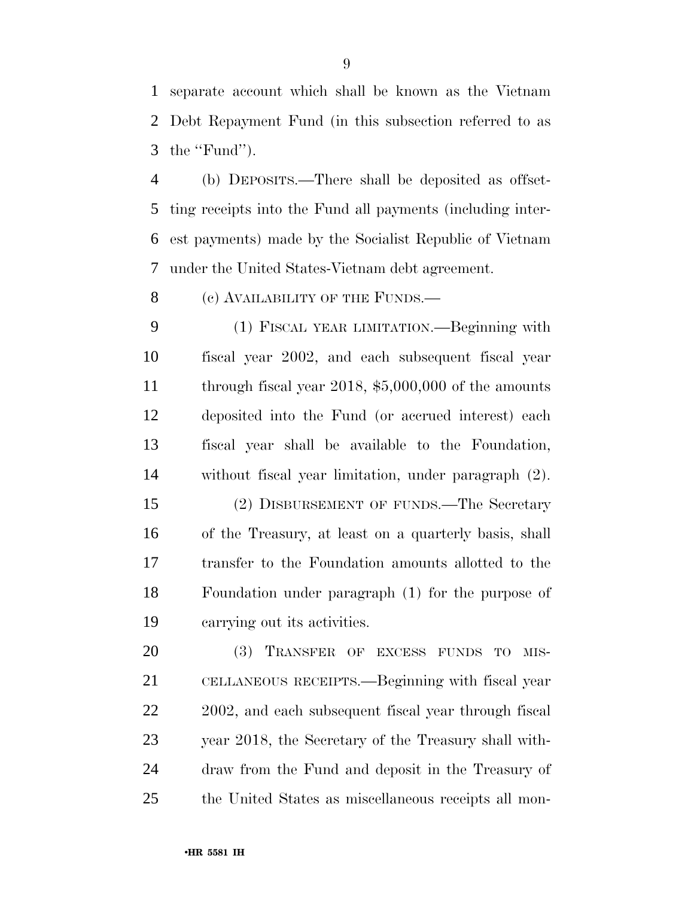separate account which shall be known as the Vietnam Debt Repayment Fund (in this subsection referred to as the ''Fund'').

(b) DEPOSITS.—There shall be deposited as offsetting receipts into the Fund all payments (including interest payments) made by the Socialist Republic of Vietnam under the United States-Vietnam debt agreement.

(c) AVAILABILITY OF THE FUNDS.—

(1) FISCAL YEAR LIMITATION.—Beginning with fiscal year 2002, and each subsequent fiscal year through fiscal year 2018, $5,000,000 of the amounts deposited into the Fund (or accrued interest) each fiscal year shall be available to the Foundation, without fiscal year limitation, under paragraph (2).

(2) DISBURSEMENT OF FUNDS.—The Secretary of the Treasury, at least on a quarterly basis, shall transfer to the Foundation amounts allotted to the Foundation under paragraph (1) for the purpose of carrying out its activities.

(3) TRANSFER OF EXCESS FUNDS TO MISCELLANEOUS RECEIPTS.—Beginning with fiscal year 2002, and each subsequent fiscal year through fiscal year 2018, the Secretary of the Treasury shall withdraw from the Fund and deposit in the Treasury of the United States as miscellaneous receipts all mon-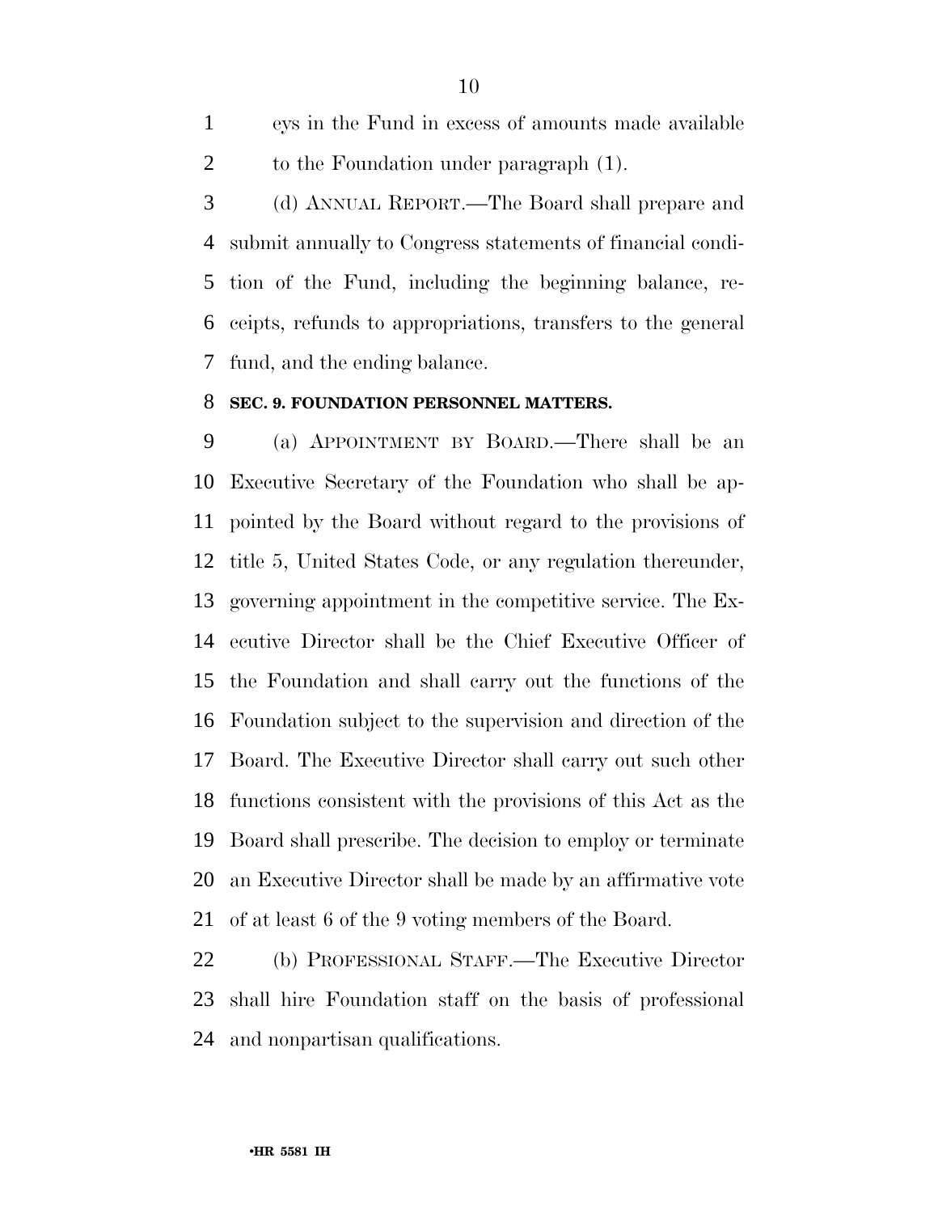eys in the Fund in excess of amounts made available to the Foundation under paragraph (1).

(d) ANNUAL REPORT.—The Board shall prepare and submit annually to Congress statements of financial condition of the Fund, including the beginning balance, receipts, refunds to appropriations, transfers to the general fund, and the ending balance.

**SEC. 9. FOUNDATION PERSONNEL MATTERS.**

(a) APPOINTMENT BY BOARD.—There shall be an Executive Secretary of the Foundation who shall be appointed by the Board without regard to the provisions of title 5, United States Code, or any regulation thereunder, governing appointment in the competitive service. The Executive Director shall be the Chief Executive Officer of the Foundation and shall carry out the functions of the Foundation subject to the supervision and direction of the Board. The Executive Director shall carry out such other functions consistent with the provisions of this Act as the Board shall prescribe. The decision to employ or terminate an Executive Director shall be made by an affirmative vote of at least 6 of the 9 voting members of the Board.

(b) PROFESSIONAL STAFF.—The Executive Director shall hire Foundation staff on the basis of professional and nonpartisan qualifications.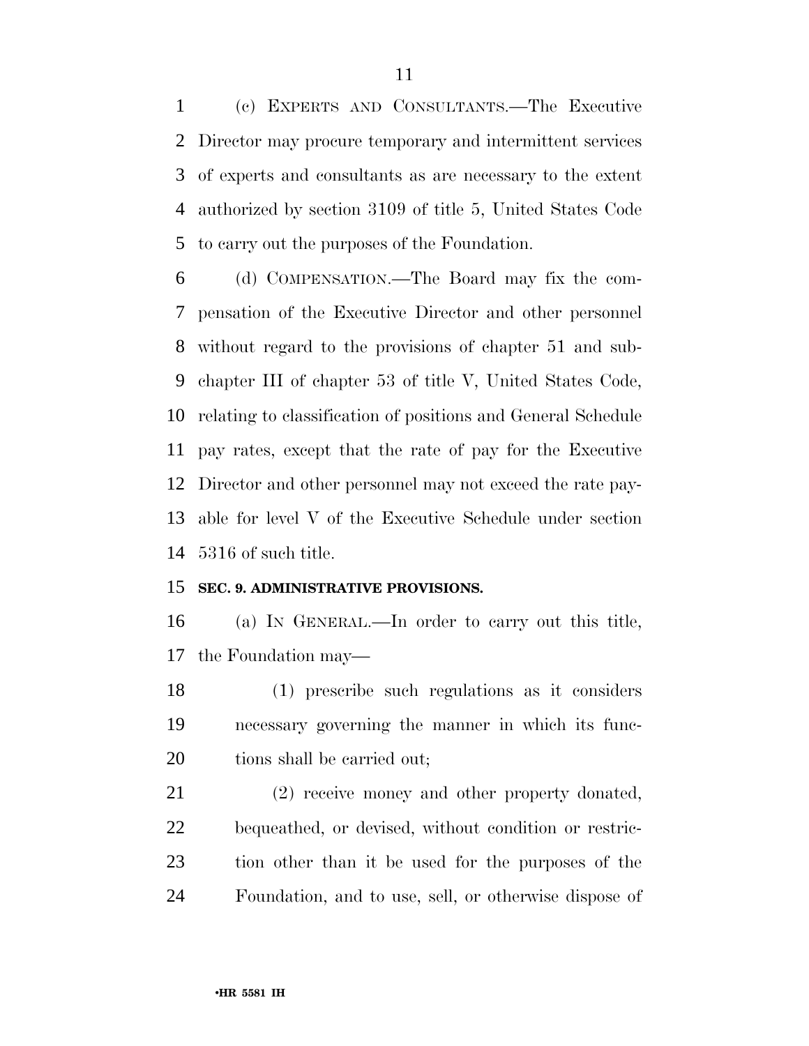(c) EXPERTS AND CONSULTANTS.—The Executive Director may procure temporary and intermittent services of experts and consultants as are necessary to the extent authorized by section 3109 of title 5, United States Code to carry out the purposes of the Foundation.

(d) COMPENSATION.—The Board may fix the compensation of the Executive Director and other personnel without regard to the provisions of chapter 51 and subchapter III of chapter 53 of title V, United States Code, relating to classification of positions and General Schedule pay rates, except that the rate of pay for the Executive Director and other personnel may not exceed the rate payable for level V of the Executive Schedule under section 5316 of such title.

**SEC. 9. ADMINISTRATIVE PROVISIONS.**

(a) IN GENERAL.—In order to carry out this title, the Foundation may—

(1) prescribe such regulations as it considers necessary governing the manner in which its functions shall be carried out;

(2) receive money and other property donated, bequeathed, or devised, without condition or restriction other than it be used for the purposes of the Foundation, and to use, sell, or otherwise dispose of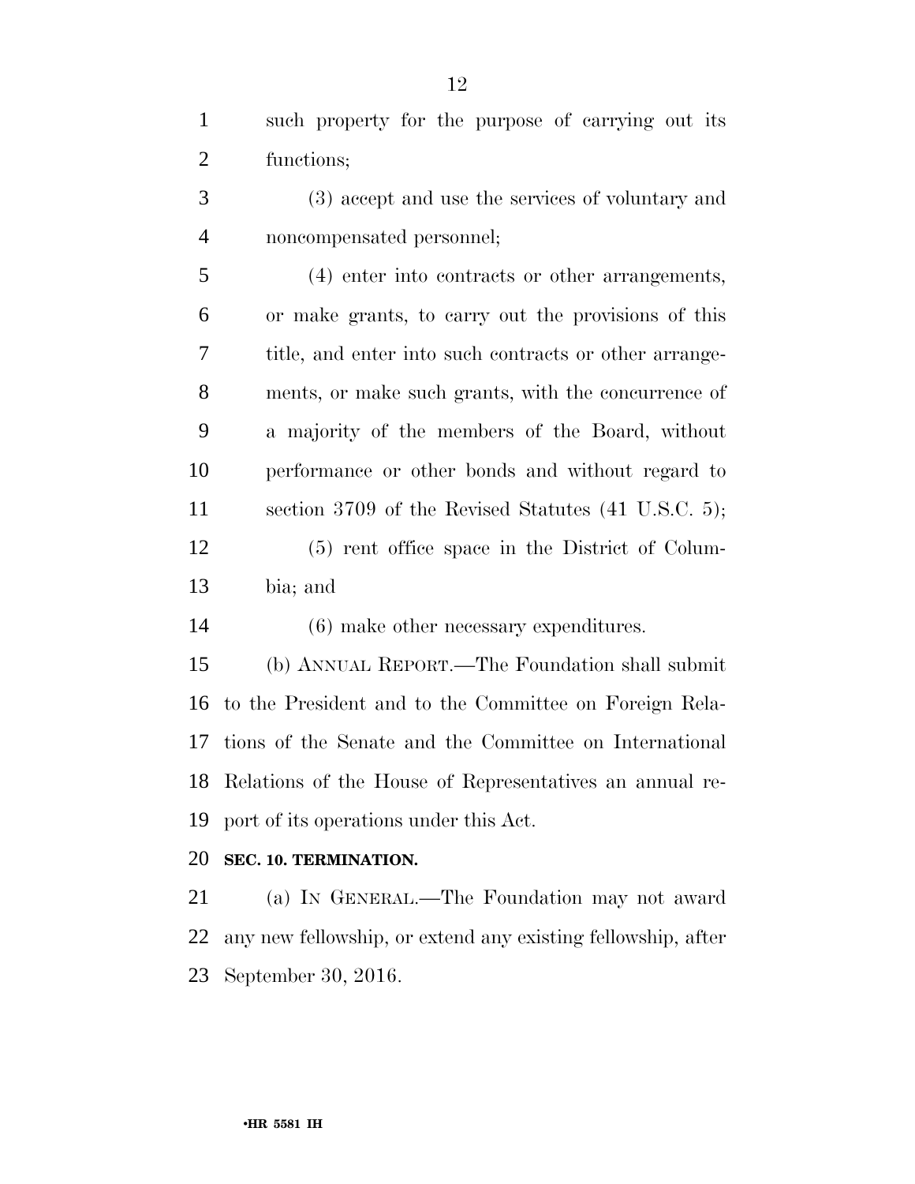such property for the purpose of carrying out its functions;

(3) accept and use the services of voluntary and noncompensated personnel;

(4) enter into contracts or other arrangements, or make grants, to carry out the provisions of this title, and enter into such contracts or other arrangements, or make such grants, with the concurrence of a majority of the members of the Board, without performance or other bonds and without regard to section 3709 of the Revised Statutes (41 U.S.C. 5);

(5) rent office space in the District of Columbia; and

(6) make other necessary expenditures.

(b) ANNUAL REPORT.—The Foundation shall submit to the President and to the Committee on Foreign Relations of the Senate and the Committee on International Relations of the House of Representatives an annual report of its operations under this Act.

**SEC. 10. TERMINATION.**

(a) IN GENERAL.—The Foundation may not award any new fellowship, or extend any existing fellowship, after September 30, 2016.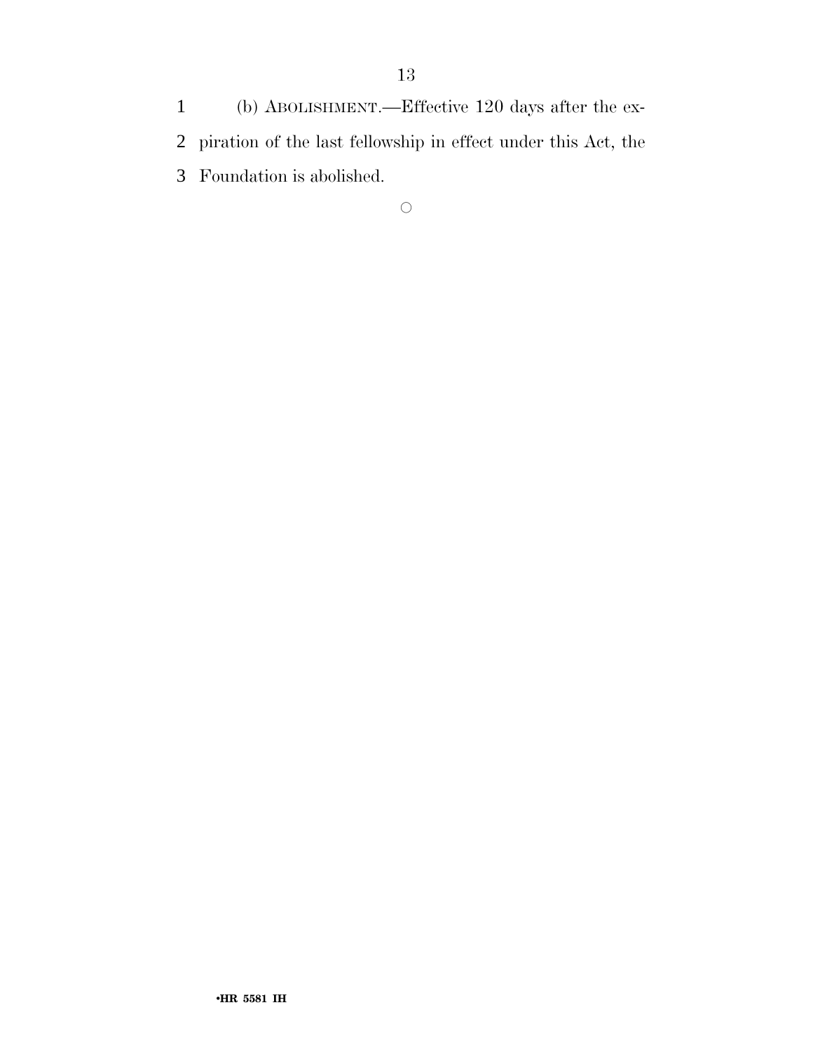(b) ABOLISHMENT.—Effective 120 days after the expiration of the last fellowship in effect under this Act, the Foundation is abolished.